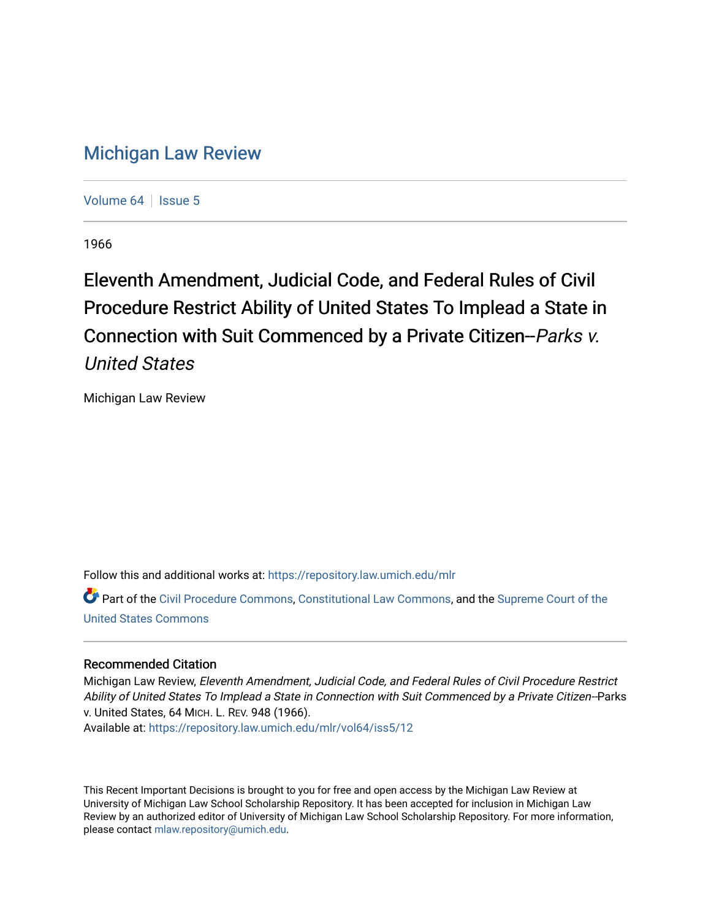# Michigan Law Review

Volume 64 | Issue 5

1966

## Eleventh Amendment, Judicial Code, and Federal Rules of Civil Procedure Restrict Ability of United States To Implead a State in Connection with Suit Commenced by a Private Citizen--*Parks v. United States*

Michigan Law Review

Follow this and additional works at: https://repository.law.umich.edu/mlr

Part of the Civil Procedure Commons, Constitutional Law Commons, and the Supreme Court of the United States Commons

### Recommended Citation

Michigan Law Review, *Eleventh Amendment, Judicial Code, and Federal Rules of Civil Procedure Restrict Ability of United States To Implead a State in Connection with Suit Commenced by a Private Citizen*--Parks v. United States, 64 MICH. L. REV. 948 (1966).
Available at: https://repository.law.umich.edu/mlr/vol64/iss5/12

This Recent Important Decisions is brought to you for free and open access by the Michigan Law Review at University of Michigan Law School Scholarship Repository. It has been accepted for inclusion in Michigan Law Review by an authorized editor of University of Michigan Law School Scholarship Repository. For more information, please contact mlaw.repository@umich.edu.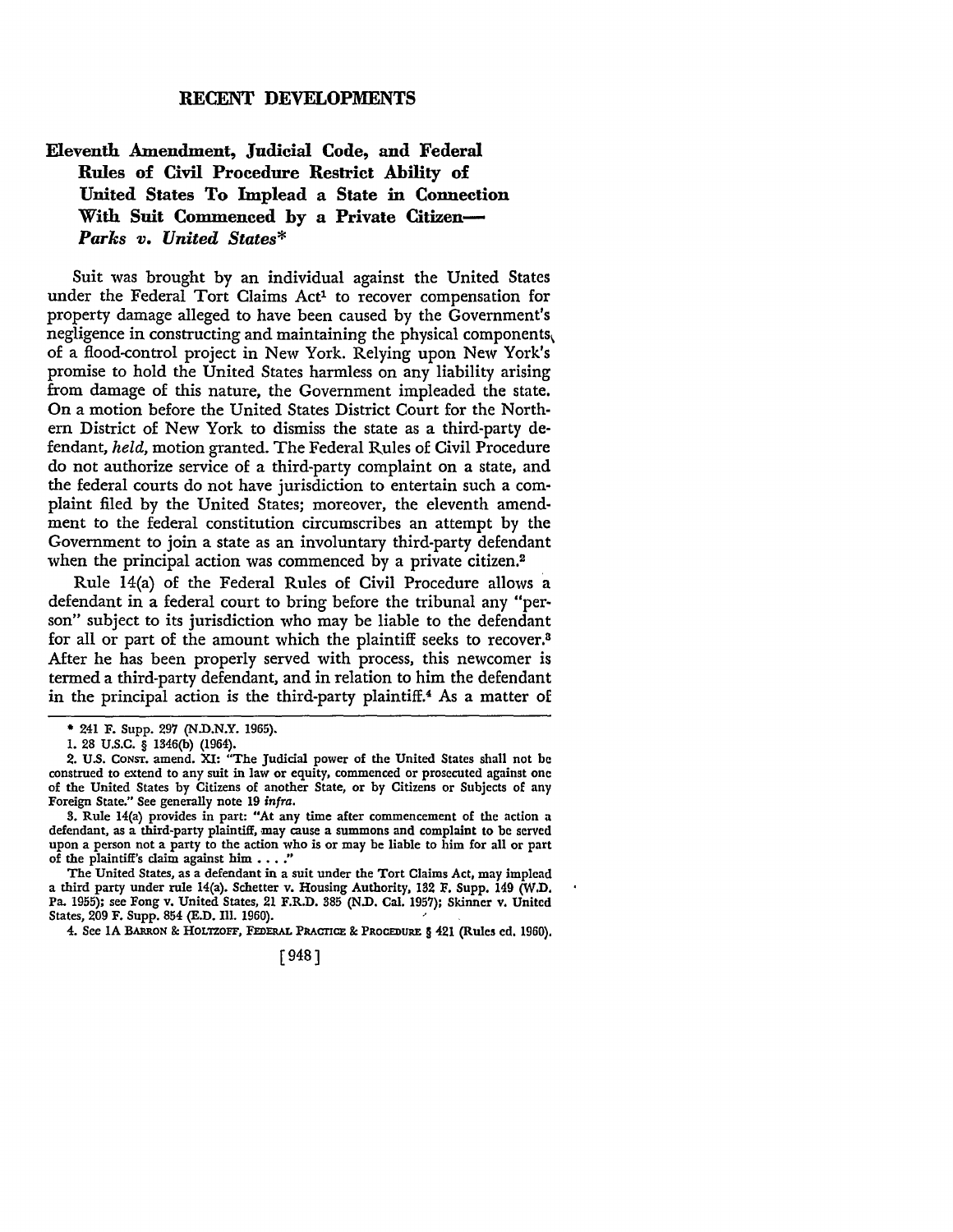## RECENT DEVELOPMENTS

### Eleventh Amendment, Judicial Code, and Federal Rules of Civil Procedure Restrict Ability of United States To Implead a State in Connection With Suit Commenced by a Private Citizen—*Parks v. United States*\*

Suit was brought by an individual against the United States under the Federal Tort Claims Act[1] to recover compensation for property damage alleged to have been caused by the Government's negligence in constructing and maintaining the physical components of a flood-control project in New York. Relying upon New York's promise to hold the United States harmless on any liability arising from damage of this nature, the Government impleaded the state. On a motion before the United States District Court for the Northern District of New York to dismiss the state as a third-party defendant, *held,* motion granted. The Federal Rules of Civil Procedure do not authorize service of a third-party complaint on a state, and the federal courts do not have jurisdiction to entertain such a complaint filed by the United States; moreover, the eleventh amendment to the federal constitution circumscribes an attempt by the Government to join a state as an involuntary third-party defendant when the principal action was commenced by a private citizen.[2]

Rule 14(a) of the Federal Rules of Civil Procedure allows a defendant in a federal court to bring before the tribunal any "person" subject to its jurisdiction who may be liable to the defendant for all or part of the amount which the plaintiff seeks to recover.[3] After he has been properly served with process, this newcomer is termed a third-party defendant, and in relation to him the defendant in the principal action is the third-party plaintiff.[4] As a matter of

---

\* 241 F. Supp. 297 (N.D.N.Y. 1965).

1. 28 U.S.C. § 1346(b) (1964).

2. U.S. CONST. amend. XI: "The Judicial power of the United States shall not be construed to extend to any suit in law or equity, commenced or prosecuted against one of the United States by Citizens of another State, or by Citizens or Subjects of any Foreign State." See generally note 19 *infra.*

3. Rule 14(a) provides in part: "At any time after commencement of the action a defendant, as a third-party plaintiff, may cause a summons and complaint to be served upon a person not a party to the action who is or may be liable to him for all or part of the plaintiff's claim against him . . . ."

The United States, as a defendant in a suit under the Tort Claims Act, may implead a third party under rule 14(a). Schetter v. Housing Authority, 132 F. Supp. 149 (W.D. Pa. 1955); see Fong v. United States, 21 F.R.D. 385 (N.D. Cal. 1957); Skinner v. United States, 209 F. Supp. 854 (E.D. Ill. 1960).

4. See 1A BARRON & HOLTZOFF, FEDERAL PRACTICE & PROCEDURE § 421 (Rules ed. 1960).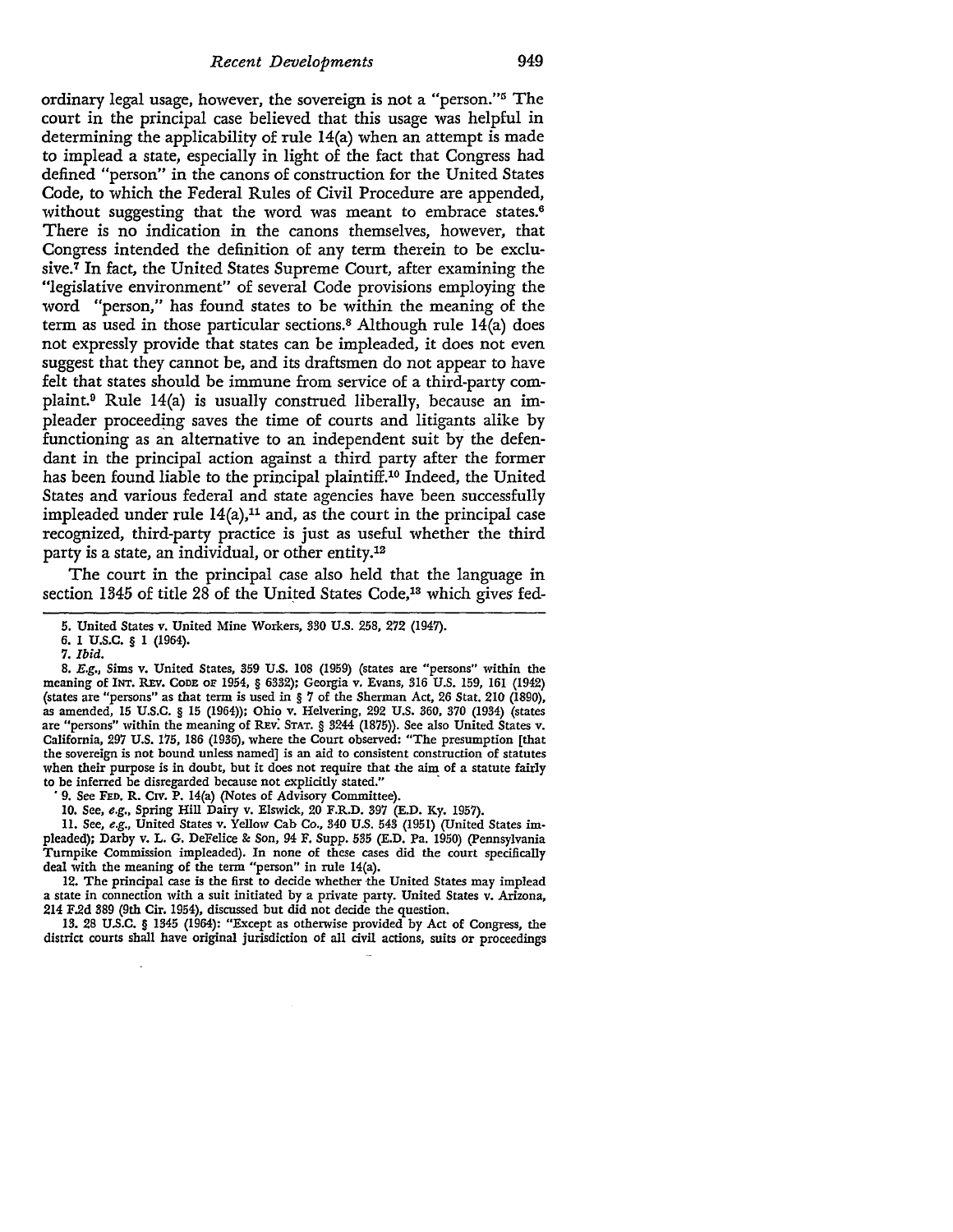ordinary legal usage, however, the sovereign is not a "person."[5] The court in the principal case believed that this usage was helpful in determining the applicability of rule 14(a) when an attempt is made to implead a state, especially in light of the fact that Congress had defined "person" in the canons of construction for the United States Code, to which the Federal Rules of Civil Procedure are appended, without suggesting that the word was meant to embrace states.[6] There is no indication in the canons themselves, however, that Congress intended the definition of any term therein to be exclusive.[7] In fact, the United States Supreme Court, after examining the "legislative environment" of several Code provisions employing the word "person," has found states to be within the meaning of the term as used in those particular sections.[8] Although rule 14(a) does not expressly provide that states can be impleaded, it does not even suggest that they cannot be, and its draftsmen do not appear to have felt that states should be immune from service of a third-party complaint.[9] Rule 14(a) is usually construed liberally, because an impleader proceeding saves the time of courts and litigants alike by functioning as an alternative to an independent suit by the defendant in the principal action against a third party after the former has been found liable to the principal plaintiff.[10] Indeed, the United States and various federal and state agencies have been successfully impleaded under rule 14(a),[11] and, as the court in the principal case recognized, third-party practice is just as useful whether the third party is a state, an individual, or other entity.[12]

The court in the principal case also held that the language in section 1345 of title 28 of the United States Code,[13] which gives fed-

---

5. United States v. United Mine Workers, 330 U.S. 258, 272 (1947).

6. 1 U.S.C. § 1 (1964).

7. *Ibid.*

8. *E.g.*, Sims v. United States, 359 U.S. 108 (1959) (states are "persons" within the meaning of INT. REV. CODE OF 1954, § 6332); Georgia v. Evans, 316 U.S. 159, 161 (1942) (states are "persons" as that term is used in § 7 of the Sherman Act, 26 Stat. 210 (1890), as amended, 15 U.S.C. § 15 (1964)); Ohio v. Helvering, 292 U.S. 360, 370 (1934) (states are "persons" within the meaning of REV. STAT. § 3244 (1875)). See also United States v. California, 297 U.S. 175, 186 (1936), where the Court observed: "The presumption [that the sovereign is not bound unless named] is an aid to consistent construction of statutes when their purpose is in doubt, but it does not require that the aim of a statute fairly to be inferred be disregarded because not explicitly stated."

9. See FED. R. CIV. P. 14(a) (Notes of Advisory Committee).

10. See, *e.g.*, Spring Hill Dairy v. Elswick, 20 F.R.D. 397 (E.D. Ky. 1957).

11. See, *e.g.*, United States v. Yellow Cab Co., 340 U.S. 543 (1951) (United States impleaded); Darby v. L. G. DeFelice & Son, 94 F. Supp. 535 (E.D. Pa. 1950) (Pennsylvania Turnpike Commission impleaded). In none of these cases did the court specifically deal with the meaning of the term "person" in rule 14(a).

12. The principal case is the first to decide whether the United States may implead a state in connection with a suit initiated by a private party. United States v. Arizona, 214 F.2d 389 (9th Cir. 1954), discussed but did not decide the question.

13. 28 U.S.C. § 1345 (1964): "Except as otherwise provided by Act of Congress, the district courts shall have original jurisdiction of all civil actions, suits or proceedings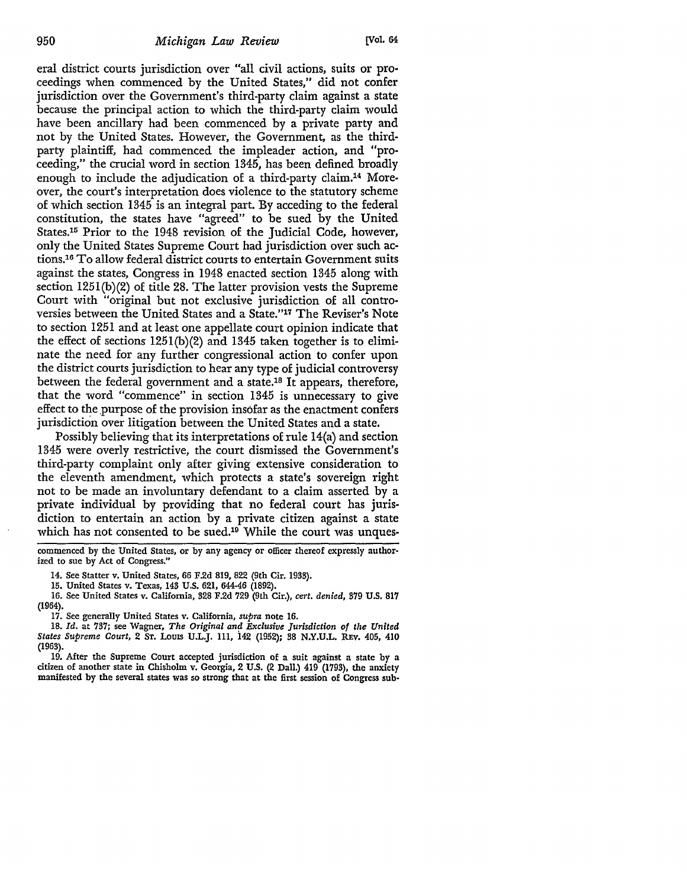eral district courts jurisdiction over "all civil actions, suits or proceedings when commenced by the United States," did not confer jurisdiction over the Government's third-party claim against a state because the principal action to which the third-party claim would have been ancillary had been commenced by a private party and not by the United States. However, the Government, as the third-party plaintiff, had commenced the impleader action, and "proceeding," the crucial word in section 1345, has been defined broadly enough to include the adjudication of a third-party claim.[14] Moreover, the court's interpretation does violence to the statutory scheme of which section 1345 is an integral part. By acceding to the federal constitution, the states have "agreed" to be sued by the United States.[15] Prior to the 1948 revision of the Judicial Code, however, only the United States Supreme Court had jurisdiction over such actions.[16] To allow federal district courts to entertain Government suits against the states, Congress in 1948 enacted section 1345 along with section 1251(b)(2) of title 28. The latter provision vests the Supreme Court with "original but not exclusive jurisdiction of all controversies between the United States and a State."[17] The Reviser's Note to section 1251 and at least one appellate court opinion indicate that the effect of sections 1251(b)(2) and 1345 taken together is to eliminate the need for any further congressional action to confer upon the district courts jurisdiction to hear any type of judicial controversy between the federal government and a state.[18] It appears, therefore, that the word "commence" in section 1345 is unnecessary to give effect to the purpose of the provision insofar as the enactment confers jurisdiction over litigation between the United States and a state.

Possibly believing that its interpretations of rule 14(a) and section 1345 were overly restrictive, the court dismissed the Government's third-party complaint only after giving extensive consideration to the eleventh amendment, which protects a state's sovereign right not to be made an involuntary defendant to a claim asserted by a private individual by providing that no federal court has jurisdiction to entertain an action by a private citizen against a state which has not consented to be sued.[19] While the court was unques-

---

commenced by the United States, or by any agency or officer thereof expressly authorized to sue by Act of Congress."

14. See Statter v. United States, 66 F.2d 819, 822 (9th Cir. 1933).

15. United States v. Texas, 143 U.S. 621, 644-46 (1892).

16. See United States v. California, 328 F.2d 729 (9th Cir.), *cert. denied*, 379 U.S. 817 (1964).

17. See generally United States v. California, *supra* note 16.

18. *Id.* at 737; see Wagner, *The Original and Exclusive Jurisdiction of the United States Supreme Court*, 2 St. Louis U.L.J. 111, 142 (1952); 38 N.Y.U.L. Rev. 405, 410 (1963).

19. After the Supreme Court accepted jurisdiction of a suit against a state by a citizen of another state in Chisholm v. Georgia, 2 U.S. (2 Dall.) 419 (1793), the anxiety manifested by the several states was so strong that at the first session of Congress sub-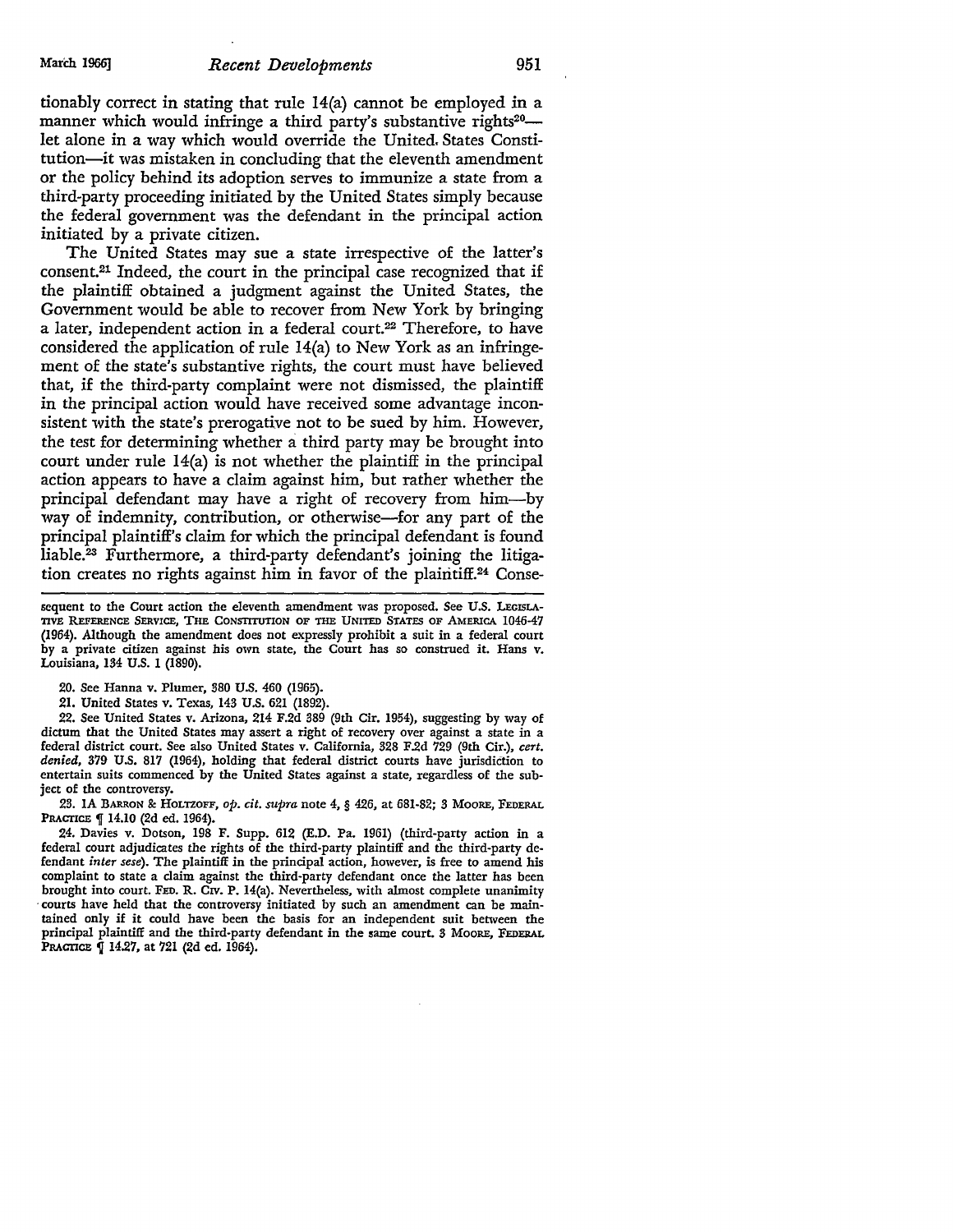tionably correct in stating that rule 14(a) cannot be employed in a manner which would infringe a third party's substantive rights[20]—let alone in a way which would override the United States Constitution—it was mistaken in concluding that the eleventh amendment or the policy behind its adoption serves to immunize a state from a third-party proceeding initiated by the United States simply because the federal government was the defendant in the principal action initiated by a private citizen.

The United States may sue a state irrespective of the latter's consent.[21] Indeed, the court in the principal case recognized that if the plaintiff obtained a judgment against the United States, the Government would be able to recover from New York by bringing a later, independent action in a federal court.[22] Therefore, to have considered the application of rule 14(a) to New York as an infringement of the state's substantive rights, the court must have believed that, if the third-party complaint were not dismissed, the plaintiff in the principal action would have received some advantage inconsistent with the state's prerogative not to be sued by him. However, the test for determining whether a third party may be brought into court under rule 14(a) is not whether the plaintiff in the principal action appears to have a claim against him, but rather whether the principal defendant may have a right of recovery from him—by way of indemnity, contribution, or otherwise—for any part of the principal plaintiff's claim for which the principal defendant is found liable.[23] Furthermore, a third-party defendant's joining the litigation creates no rights against him in favor of the plaintiff.[24] Conse-

---

sequent to the Court action the eleventh amendment was proposed. See U.S. LEGISLATIVE REFERENCE SERVICE, THE CONSTITUTION OF THE UNITED STATES OF AMERICA 1046-47 (1964). Although the amendment does not expressly prohibit a suit in a federal court by a private citizen against his own state, the Court has so construed it. Hans v. Louisiana, 134 U.S. 1 (1890).

20. See Hanna v. Plumer, 380 U.S. 460 (1965).

21. United States v. Texas, 143 U.S. 621 (1892).

22. See United States v. Arizona, 214 F.2d 389 (9th Cir. 1954), suggesting by way of dictum that the United States may assert a right of recovery over against a state in a federal district court. See also United States v. California, 328 F.2d 729 (9th Cir.), *cert. denied*, 379 U.S. 817 (1964), holding that federal district courts have jurisdiction to entertain suits commenced by the United States against a state, regardless of the subject of the controversy.

23. 1A BARRON & HOLTZOFF, *op. cit. supra* note 4, § 426, at 681-82; 3 MOORE, FEDERAL PRACTICE ¶ 14.10 (2d ed. 1964).

24. Davies v. Dotson, 198 F. Supp. 612 (E.D. Pa. 1961) (third-party action in a federal court adjudicates the rights of the third-party plaintiff and the third-party defendant *inter sese*). The plaintiff in the principal action, however, is free to amend his complaint to state a claim against the third-party defendant once the latter has been brought into court. FED. R. CIV. P. 14(a). Nevertheless, with almost complete unanimity courts have held that the controversy initiated by such an amendment can be maintained only if it could have been the basis for an independent suit between the principal plaintiff and the third-party defendant in the same court. 3 MOORE, FEDERAL PRACTICE ¶ 14.27, at 721 (2d ed. 1964).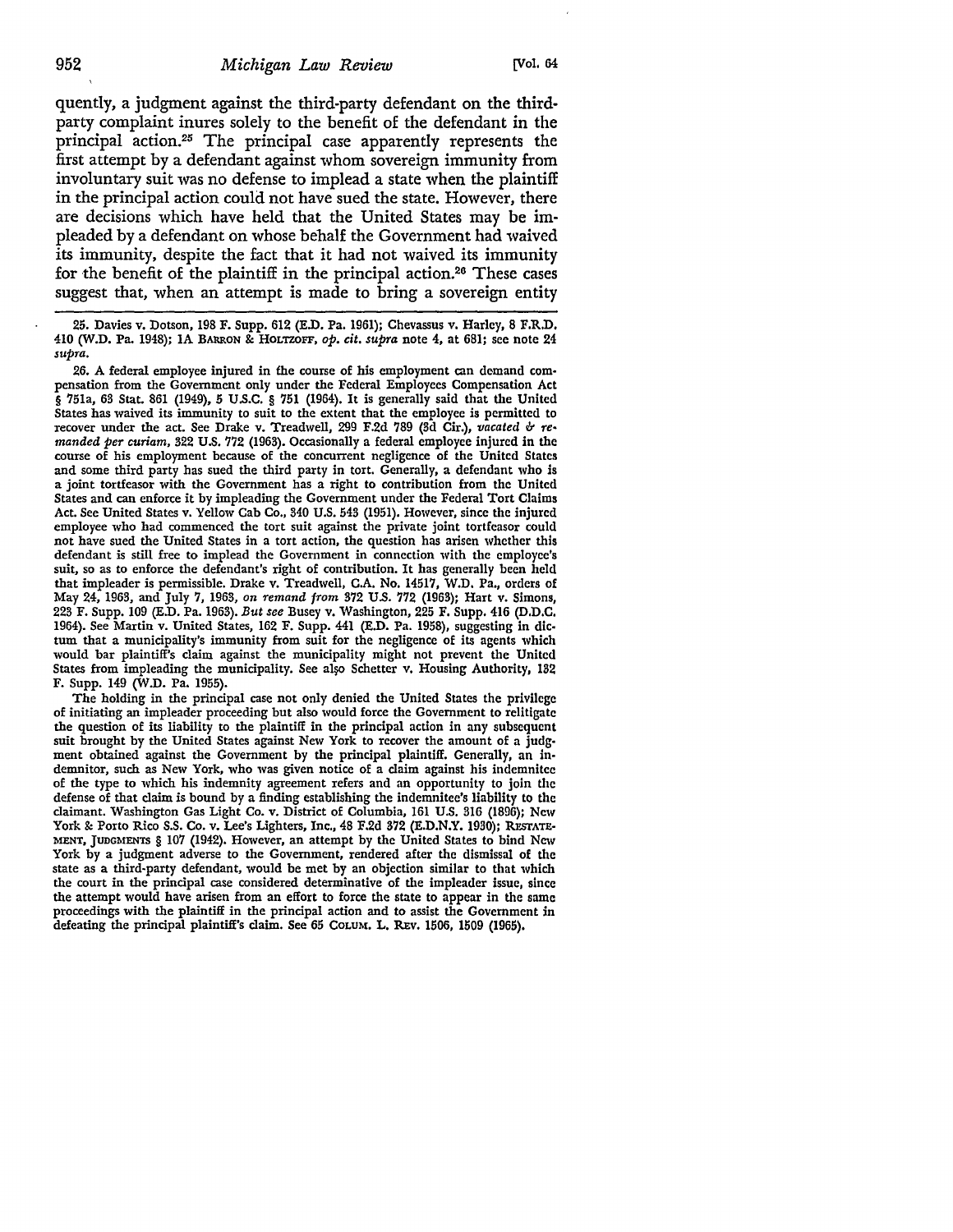quently, a judgment against the third-party defendant on the third-party complaint inures solely to the benefit of the defendant in the principal action.[25] The principal case apparently represents the first attempt by a defendant against whom sovereign immunity from involuntary suit was no defense to implead a state when the plaintiff in the principal action could not have sued the state. However, there are decisions which have held that the United States may be impleaded by a defendant on whose behalf the Government had waived its immunity, despite the fact that it had not waived its immunity for the benefit of the plaintiff in the principal action.[26] These cases suggest that, when an attempt is made to bring a sovereign entity

---

25. Davies v. Dotson, 198 F. Supp. 612 (E.D. Pa. 1961); Chevassus v. Harley, 8 F.R.D. 410 (W.D. Pa. 1948); 1A BARRON & HOLTZOFF, *op. cit. supra* note 4, at 681; see note 24 *supra*.

26. A federal employee injured in the course of his employment can demand compensation from the Government only under the Federal Employees Compensation Act § 751a, 63 Stat. 861 (1949), 5 U.S.C. § 751 (1964). It is generally said that the United States has waived its immunity to suit to the extent that the employee is permitted to recover under the act. See Drake v. Treadwell, 299 F.2d 789 (3d Cir.), *vacated & remanded per curiam*, 322 U.S. 772 (1963). Occasionally a federal employee injured in the course of his employment because of the concurrent negligence of the United States and some third party has sued the third party in tort. Generally, a defendant who is a joint tortfeasor with the Government has a right to contribution from the United States and can enforce it by impleading the Government under the Federal Tort Claims Act. See United States v. Yellow Cab Co., 340 U.S. 543 (1951). However, since the injured employee who had commenced the tort suit against the private joint tortfeasor could not have sued the United States in a tort action, the question has arisen whether this defendant is still free to implead the Government in connection with the employee's suit, so as to enforce the defendant's right of contribution. It has generally been held that impleader is permissible. Drake v. Treadwell, C.A. No. 14517, W.D. Pa., orders of May 24, 1963, and July 7, 1963, *on remand from* 372 U.S. 772 (1963); Hart v. Simons, 223 F. Supp. 109 (E.D. Pa. 1963). *But see* Busey v. Washington, 225 F. Supp. 416 (D.D.C. 1964). See Martin v. United States, 162 F. Supp. 441 (E.D. Pa. 1958), suggesting in dictum that a municipality's immunity from suit for the negligence of its agents which would bar plaintiff's claim against the municipality might not prevent the United States from impleading the municipality. See also Schetter v. Housing Authority, 132 F. Supp. 149 (W.D. Pa. 1955).

The holding in the principal case not only denied the United States the privilege of initiating an impleader proceeding but also would force the Government to relitigate the question of its liability to the plaintiff in the principal action in any subsequent suit brought by the United States against New York to recover the amount of a judgment obtained against the Government by the principal plaintiff. Generally, an indemnitor, such as New York, who was given notice of a claim against his indemnitee of the type to which his indemnity agreement refers and an opportunity to join the defense of that claim is bound by a finding establishing the indemnitee's liability to the claimant. Washington Gas Light Co. v. District of Columbia, 161 U.S. 316 (1896); New York & Porto Rico S.S. Co. v. Lee's Lighters, Inc., 48 F.2d 372 (E.D.N.Y. 1930); RESTATEMENT, JUDGMENTS § 107 (1942). However, an attempt by the United States to bind New York by a judgment adverse to the Government, rendered after the dismissal of the state as a third-party defendant, would be met by an objection similar to that which the court in the principal case considered determinative of the impleader issue, since the attempt would have arisen from an effort to force the state to appear in the same proceedings with the plaintiff in the principal action and to assist the Government in defeating the principal plaintiff's claim. See 65 COLUM. L. REV. 1506, 1509 (1965).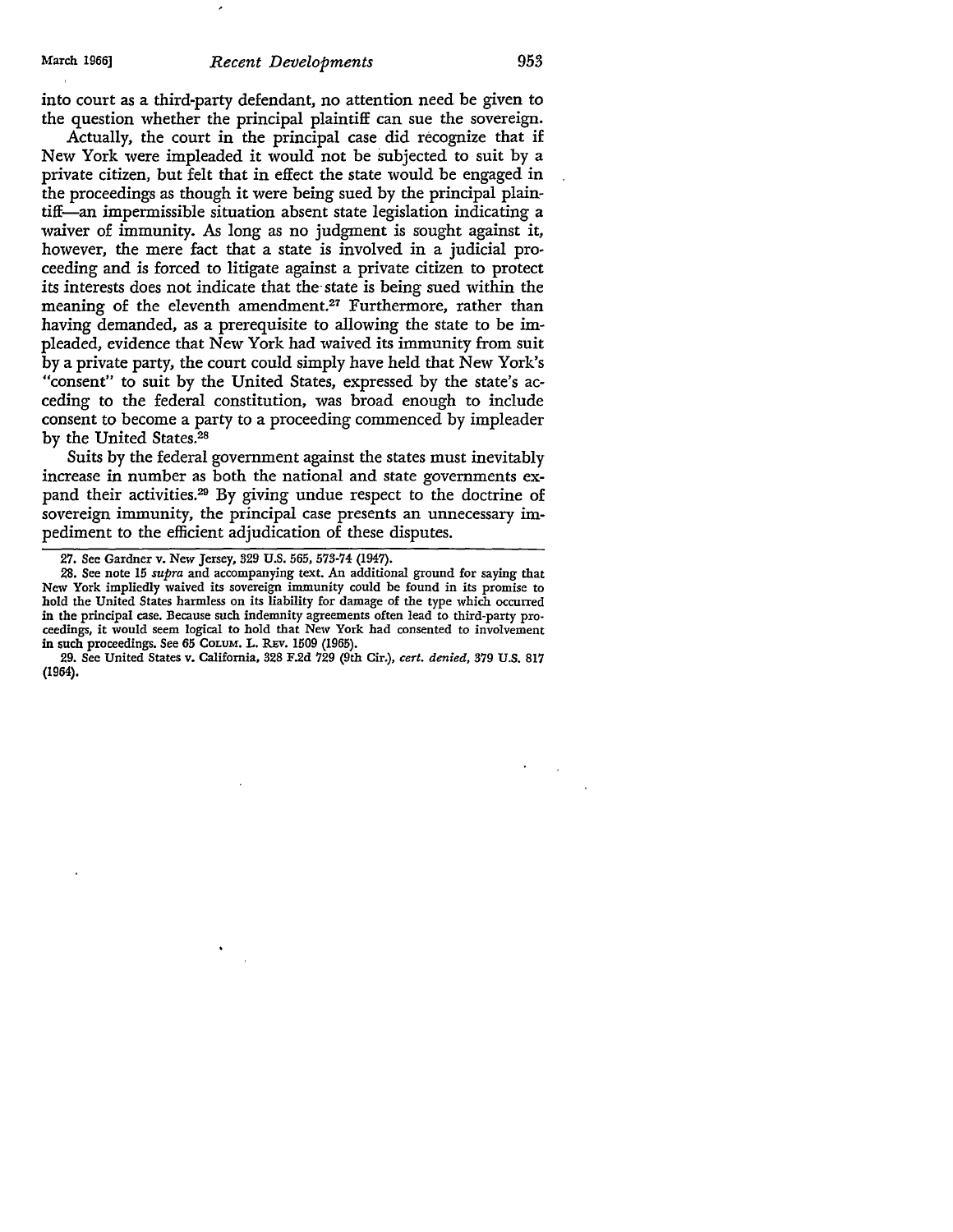into court as a third-party defendant, no attention need be given to the question whether the principal plaintiff can sue the sovereign.

Actually, the court in the principal case did recognize that if New York were impleaded it would not be subjected to suit by a private citizen, but felt that in effect the state would be engaged in the proceedings as though it were being sued by the principal plaintiff—an impermissible situation absent state legislation indicating a waiver of immunity. As long as no judgment is sought against it, however, the mere fact that a state is involved in a judicial proceeding and is forced to litigate against a private citizen to protect its interests does not indicate that the state is being sued within the meaning of the eleventh amendment.[27] Furthermore, rather than having demanded, as a prerequisite to allowing the state to be impleaded, evidence that New York had waived its immunity from suit by a private party, the court could simply have held that New York's "consent" to suit by the United States, expressed by the state's acceding to the federal constitution, was broad enough to include consent to become a party to a proceeding commenced by impleader by the United States.[28]

Suits by the federal government against the states must inevitably increase in number as both the national and state governments expand their activities.[29] By giving undue respect to the doctrine of sovereign immunity, the principal case presents an unnecessary impediment to the efficient adjudication of these disputes.

---

27. See Gardner v. New Jersey, 329 U.S. 565, 573-74 (1947).

28. See note 15 *supra* and accompanying text. An additional ground for saying that New York impliedly waived its sovereign immunity could be found in its promise to hold the United States harmless on its liability for damage of the type which occurred in the principal case. Because such indemnity agreements often lead to third-party proceedings, it would seem logical to hold that New York had consented to involvement in such proceedings. See 65 COLUM. L. REV. 1509 (1965).

29. See United States v. California, 328 F.2d 729 (9th Cir.), *cert. denied*, 379 U.S. 817 (1964).